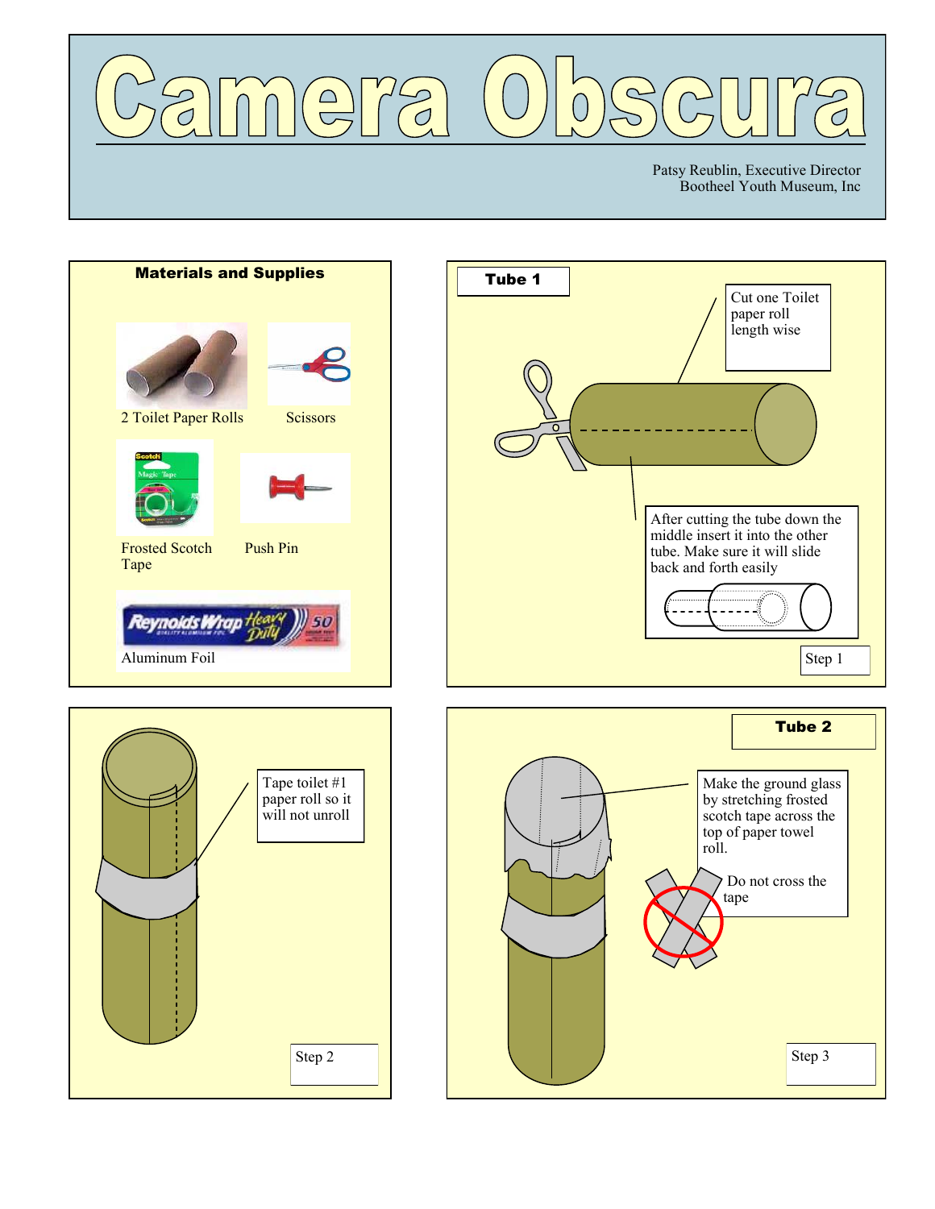# Camera Obscura

Patsy Reublin, Executive Director
Bootheel Youth Museum, Inc

## Materials and Supplies

2 Toilet Paper Rolls

Scissors

Frosted Scotch Tape

Push Pin

Aluminum Foil

## Tube 1

Cut one Toilet paper roll length wise

After cutting the tube down the middle insert it into the other tube. Make sure it will slide back and forth easily

Step 1

Tape toilet #1 paper roll so it will not unroll

Step 2

## Tube 2

Make the ground glass by stretching frosted scotch tape across the top of paper towel roll.

Do not cross the tape

Step 3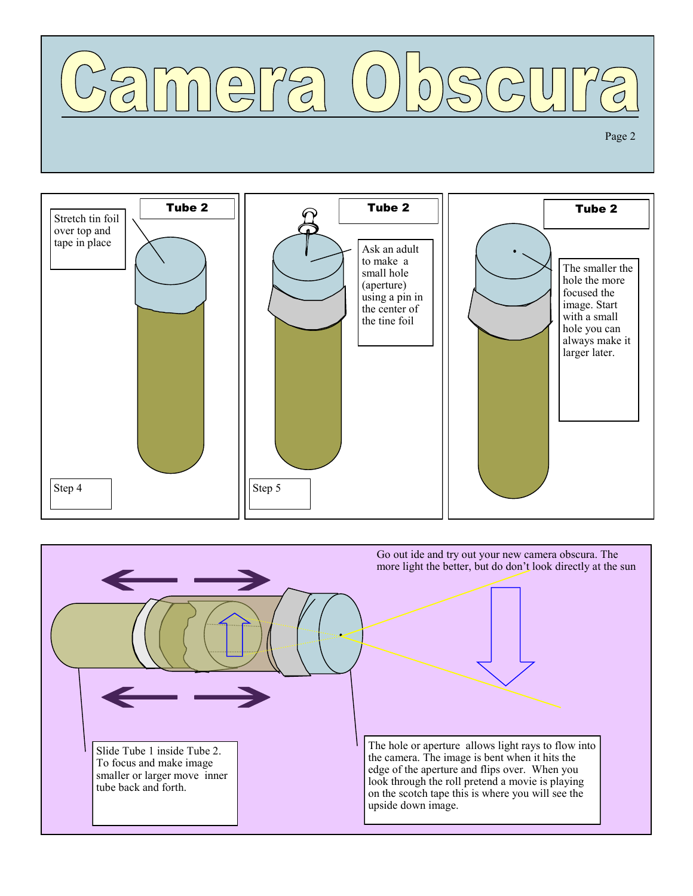# Camera Obscura

**Tube 2**

Stretch tin foil over top and tape in place

Step 4

**Tube 2**

Ask an adult to make a small hole (aperture) using a pin in the center of the tine foil

Step 5

**Tube 2**

The smaller the hole the more focused the image. Start with a small hole you can always make it larger later.

Go out ide and try out your new camera obscura. The more light the better, but do don't look directly at the sun

Slide Tube 1 inside Tube 2. To focus and make image smaller or larger move inner tube back and forth.

The hole or aperture allows light rays to flow into the camera. The image is bent when it hits the edge of the aperture and flips over. When you look through the roll pretend a movie is playing on the scotch tape this is where you will see the upside down image.